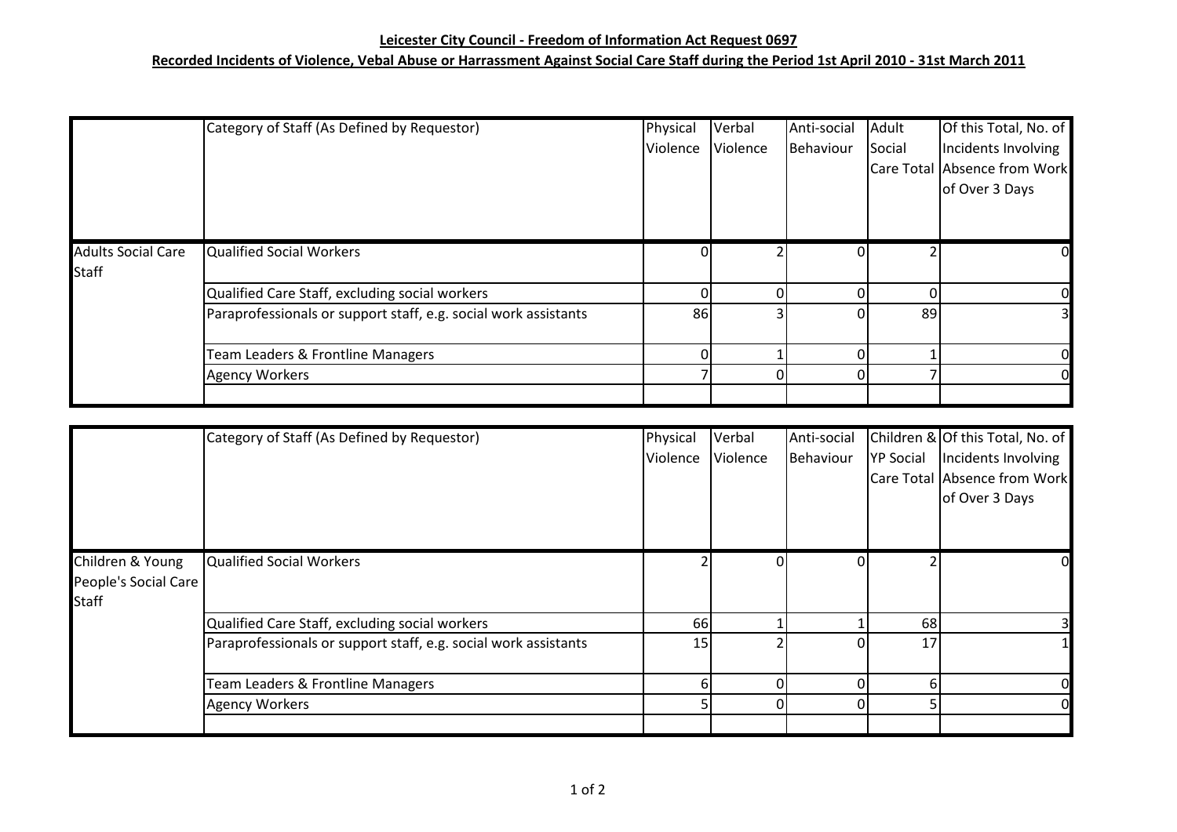**Leicester City Council - Freedom of Information Act Request 0697**

**Recorded Incidents of Violence, Vebal Abuse or Harrassment Against Social Care Staff during the Period 1st April 2010 - 31st March 2011**

| | Category of Staff (As Defined by Requestor) | Physical Violence | Verbal Violence | Anti-social Behaviour | Adult Social Care Total | Of this Total, No. of Incidents Involving Absence from Work of Over 3 Days |
|---|---|---|---|---|---|---|
| Adults Social Care Staff | Qualified Social Workers | 0 | 2 | 0 | 2 | 0 |
| | Qualified Care Staff, excluding social workers | 0 | 0 | 0 | 0 | 0 |
| | Paraprofessionals or support staff, e.g. social work assistants | 86 | 3 | 0 | 89 | 3 |
| | Team Leaders & Frontline Managers | 0 | 1 | 0 | 1 | 0 |
| | Agency Workers | 7 | 0 | 0 | 7 | 0 |
| | | | | | | |

| | Category of Staff (As Defined by Requestor) | Physical Violence | Verbal Violence | Anti-social Behaviour | Children & YP Social Care Total | Of this Total, No. of Incidents Involving Absence from Work of Over 3 Days |
|---|---|---|---|---|---|---|
| Children & Young People's Social Care Staff | Qualified Social Workers | 2 | 0 | 0 | 2 | 0 |
| | Qualified Care Staff, excluding social workers | 66 | 1 | 1 | 68 | 3 |
| | Paraprofessionals or support staff, e.g. social work assistants | 15 | 2 | 0 | 17 | 1 |
| | Team Leaders & Frontline Managers | 6 | 0 | 0 | 6 | 0 |
| | Agency Workers | 5 | 0 | 0 | 5 | 0 |
| | | | | | | |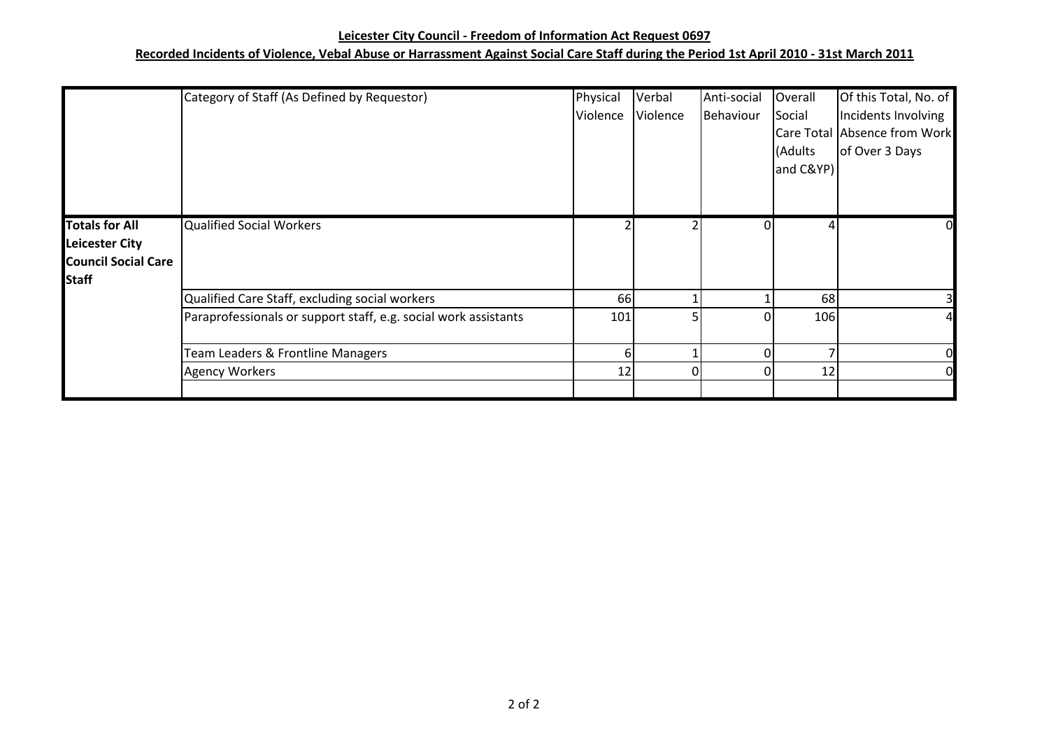**Leicester City Council - Freedom of Information Act Request 0697**

**Recorded Incidents of Violence, Vebal Abuse or Harrassment Against Social Care Staff during the Period 1st April 2010 - 31st March 2011**

| | Category of Staff (As Defined by Requestor) | Physical Violence | Verbal Violence | Anti-social Behaviour | Overall Social Care Total (Adults and C&YP) | Of this Total, No. of Incidents Involving Absence from Work of Over 3 Days |
|---|---|---|---|---|---|---|
| **Totals for All Leicester City Council Social Care Staff** | Qualified Social Workers | 2 | 2 | 0 | 4 | 0 |
| | Qualified Care Staff, excluding social workers | 66 | 1 | 1 | 68 | 3 |
| | Paraprofessionals or support staff, e.g. social work assistants | 101 | 5 | 0 | 106 | 4 |
| | Team Leaders & Frontline Managers | 6 | 1 | 0 | 7 | 0 |
| | Agency Workers | 12 | 0 | 0 | 12 | 0 |
| | | | | | | |